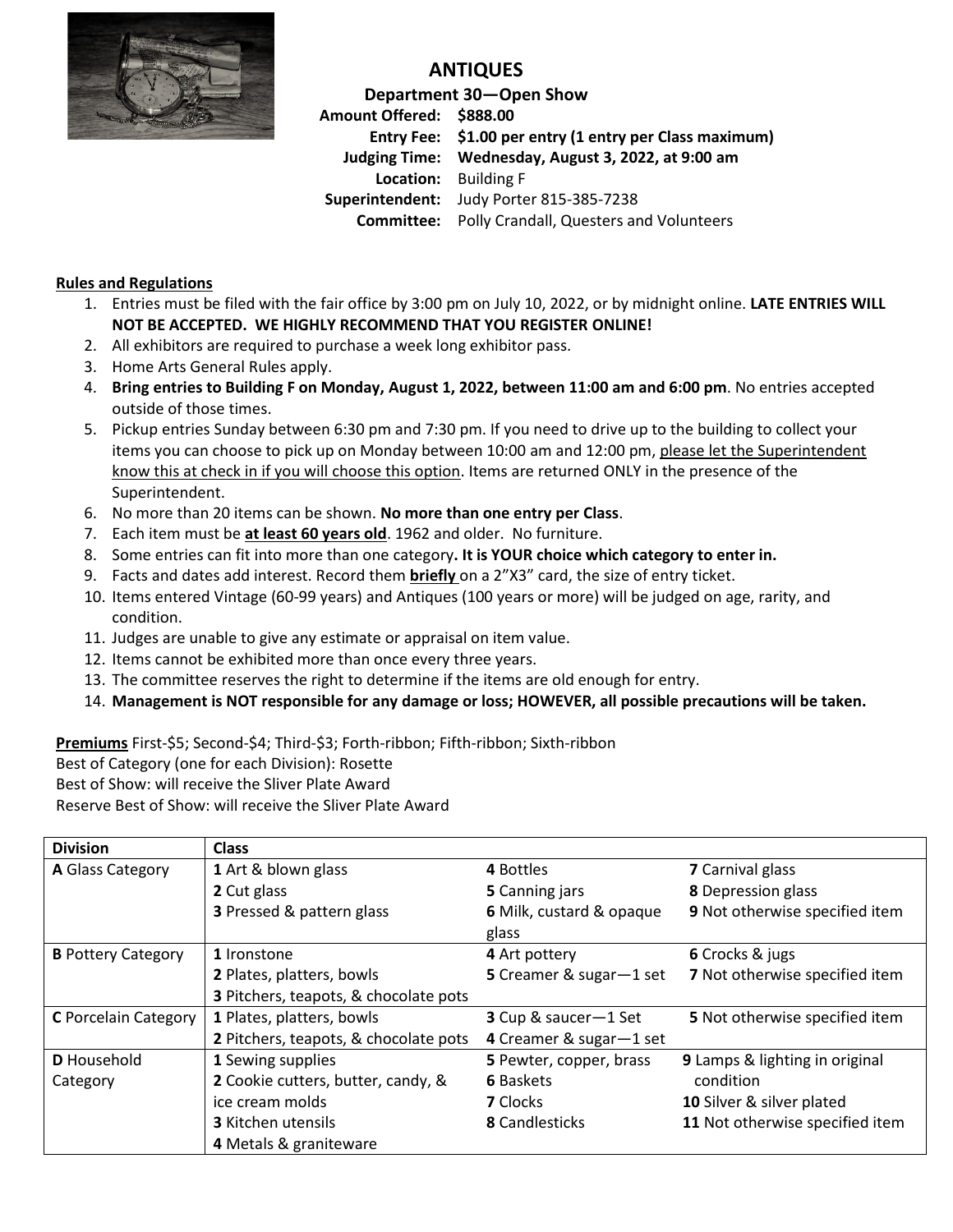# ANTIQUES

## Department 30—Open Show

**Amount Offered:** **$888.00**
**Entry Fee:** **$1.00 per entry (1 entry per Class maximum)**
**Judging Time:** **Wednesday, August 3, 2022, at 9:00 am**
**Location:** Building F
**Superintendent:** Judy Porter 815-385-7238
**Committee:** Polly Crandall, Questers and Volunteers

**Rules and Regulations**

1. Entries must be filed with the fair office by 3:00 pm on July 10, 2022, or by midnight online. **LATE ENTRIES WILL NOT BE ACCEPTED. WE HIGHLY RECOMMEND THAT YOU REGISTER ONLINE!**
2. All exhibitors are required to purchase a week long exhibitor pass.
3. Home Arts General Rules apply.
4. **Bring entries to Building F on Monday, August 1, 2022, between 11:00 am and 6:00 pm**. No entries accepted outside of those times.
5. Pickup entries Sunday between 6:30 pm and 7:30 pm. If you need to drive up to the building to collect your items you can choose to pick up on Monday between 10:00 am and 12:00 pm, please let the Superintendent know this at check in if you will choose this option. Items are returned ONLY in the presence of the Superintendent.
6. No more than 20 items can be shown. **No more than one entry per Class**.
7. Each item must be **at least 60 years old**. 1962 and older. No furniture.
8. Some entries can fit into more than one category**. It is YOUR choice which category to enter in.**
9. Facts and dates add interest. Record them **briefly** on a 2"X3" card, the size of entry ticket.
10. Items entered Vintage (60-99 years) and Antiques (100 years or more) will be judged on age, rarity, and condition.
11. Judges are unable to give any estimate or appraisal on item value.
12. Items cannot be exhibited more than once every three years.
13. The committee reserves the right to determine if the items are old enough for entry.
14. **Management is NOT responsible for any damage or loss; HOWEVER, all possible precautions will be taken.**

**Premiums** First-$5; Second-$4; Third-$3; Forth-ribbon; Fifth-ribbon; Sixth-ribbon
Best of Category (one for each Division): Rosette
Best of Show: will receive the Sliver Plate Award
Reserve Best of Show: will receive the Sliver Plate Award

| Division | Class | | |
|---|---|---|---|
| **A** Glass Category | **1** Art & blown glass<br>**2** Cut glass<br>**3** Pressed & pattern glass | **4** Bottles<br>**5** Canning jars<br>**6** Milk, custard & opaque glass | **7** Carnival glass<br>**8** Depression glass<br>**9** Not otherwise specified item |
| **B** Pottery Category | **1** Ironstone<br>**2** Plates, platters, bowls<br>**3** Pitchers, teapots, & chocolate pots | **4** Art pottery<br>**5** Creamer & sugar—1 set | **6** Crocks & jugs<br>**7** Not otherwise specified item |
| **C** Porcelain Category | **1** Plates, platters, bowls<br>**2** Pitchers, teapots, & chocolate pots | **3** Cup & saucer—1 Set<br>**4** Creamer & sugar—1 set | **5** Not otherwise specified item |
| **D** Household Category | **1** Sewing supplies<br>**2** Cookie cutters, butter, candy, & ice cream molds<br>**3** Kitchen utensils<br>**4** Metals & graniteware | **5** Pewter, copper, brass<br>**6** Baskets<br>**7** Clocks<br>**8** Candlesticks | **9** Lamps & lighting in original condition<br>**10** Silver & silver plated<br>**11** Not otherwise specified item |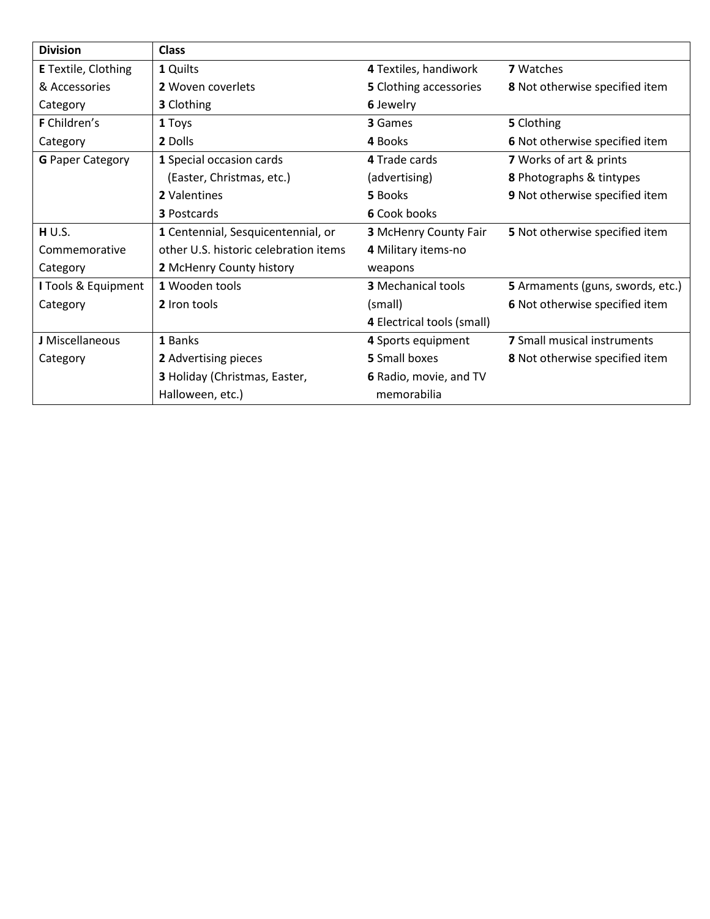| Division | Class | | |
|---|---|---|---|
| **E** Textile, Clothing & Accessories Category | **1** Quilts<br>**2** Woven coverlets<br>**3** Clothing | **4** Textiles, handiwork<br>**5** Clothing accessories<br>**6** Jewelry | **7** Watches<br>**8** Not otherwise specified item |
| **F** Children's Category | **1** Toys<br>**2** Dolls | **3** Games<br>**4** Books | **5** Clothing<br>**6** Not otherwise specified item |
| **G** Paper Category | **1** Special occasion cards (Easter, Christmas, etc.)<br>**2** Valentines<br>**3** Postcards | **4** Trade cards (advertising)<br>**5** Books<br>**6** Cook books | **7** Works of art & prints<br>**8** Photographs & tintypes<br>**9** Not otherwise specified item |
| **H** U.S. Commemorative Category | **1** Centennial, Sesquicentennial, or other U.S. historic celebration items<br>**2** McHenry County history | **3** McHenry County Fair<br>**4** Military items-no weapons | **5** Not otherwise specified item |
| **I** Tools & Equipment Category | **1** Wooden tools<br>**2** Iron tools | **3** Mechanical tools (small)<br>**4** Electrical tools (small) | **5** Armaments (guns, swords, etc.)<br>**6** Not otherwise specified item |
| **J** Miscellaneous Category | **1** Banks<br>**2** Advertising pieces<br>**3** Holiday (Christmas, Easter, Halloween, etc.) | **4** Sports equipment<br>**5** Small boxes<br>**6** Radio, movie, and TV memorabilia | **7** Small musical instruments<br>**8** Not otherwise specified item |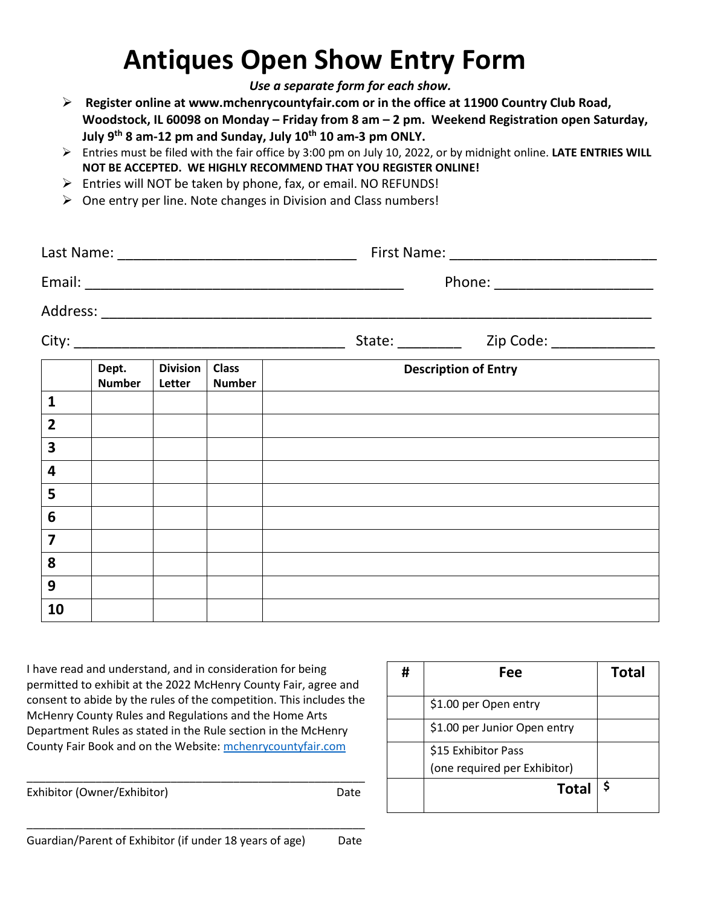# Antiques Open Show Entry Form

*Use a separate form for each show.*

- **Register online at www.mchenrycountyfair.com or in the office at 11900 Country Club Road, Woodstock, IL 60098 on Monday – Friday from 8 am – 2 pm. Weekend Registration open Saturday, July 9th 8 am-12 pm and Sunday, July 10th 10 am-3 pm ONLY.**
- Entries must be filed with the fair office by 3:00 pm on July 10, 2022, or by midnight online. **LATE ENTRIES WILL NOT BE ACCEPTED. WE HIGHLY RECOMMEND THAT YOU REGISTER ONLINE!**
- Entries will NOT be taken by phone, fax, or email. NO REFUNDS!
- One entry per line. Note changes in Division and Class numbers!

Last Name: ______________________________ First Name: __________________________

Email: ________________________________________ Phone: ____________________

Address: __________________________________________________________________

City: __________________________________ State: ________ Zip Code: _____________

| | Dept. Number | Division Letter | Class Number | Description of Entry |
|---|---|---|---|---|
| 1 | | | | |
| 2 | | | | |
| 3 | | | | |
| 4 | | | | |
| 5 | | | | |
| 6 | | | | |
| 7 | | | | |
| 8 | | | | |
| 9 | | | | |
| 10 | | | | |

I have read and understand, and in consideration for being permitted to exhibit at the 2022 McHenry County Fair, agree and consent to abide by the rules of the competition. This includes the McHenry County Rules and Regulations and the Home Arts Department Rules as stated in the Rule section in the McHenry County Fair Book and on the Website: mchenrycountyfair.com

_____________________________________________________

Exhibitor (Owner/Exhibitor) Date

_____________________________________________________

Guardian/Parent of Exhibitor (if under 18 years of age) Date

| # | Fee | Total |
|---|---|---|
| | $1.00 per Open entry | |
| | $1.00 per Junior Open entry | |
| | $15 Exhibitor Pass (one required per Exhibitor) | |
| | **Total** | $ |